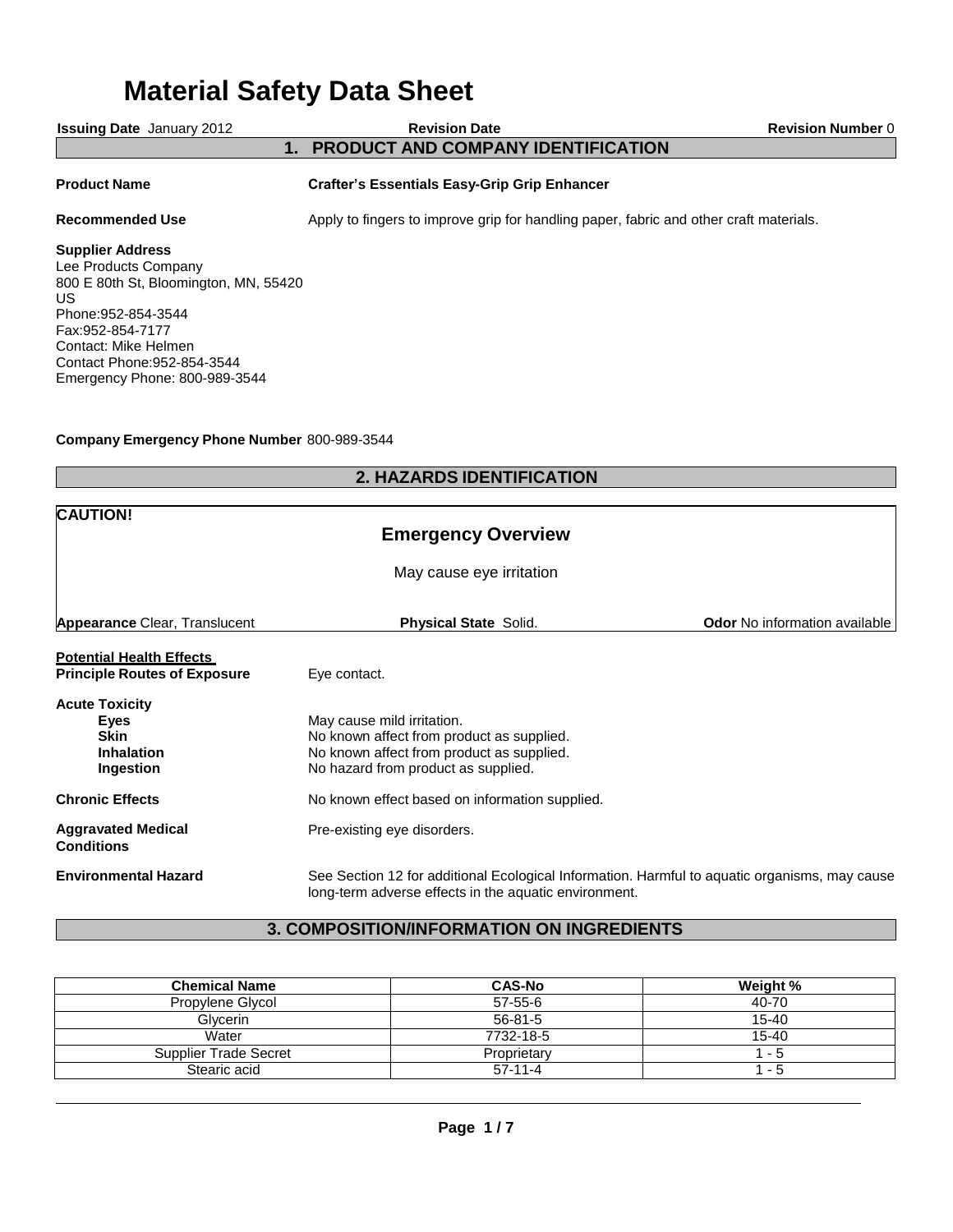# Material Safety Data Sheet

**Issuing Date** January 2012 **Revision Date** **Revision Number** 0

## 1. PRODUCT AND COMPANY IDENTIFICATION

**Product Name** **Crafter's Essentials Easy-Grip Grip Enhancer**

**Recommended Use** Apply to fingers to improve grip for handling paper, fabric and other craft materials.

**Supplier Address**
Lee Products Company
800 E 80th St, Bloomington, MN, 55420
US
Phone:952-854-3544
Fax:952-854-7177
Contact: Mike Helmen
Contact Phone:952-854-3544
Emergency Phone: 800-989-3544

**Company Emergency Phone Number** 800-989-3544

## 2. HAZARDS IDENTIFICATION

**CAUTION!**

### Emergency Overview

May cause eye irritation

**Appearance** Clear, Translucent **Physical State** Solid. **Odor** No information available

**Potential Health Effects**

**Principle Routes of Exposure** Eye contact.

**Acute Toxicity**

- **Eyes** May cause mild irritation.
- **Skin** No known affect from product as supplied.
- **Inhalation** No known affect from product as supplied.
- **Ingestion** No hazard from product as supplied.

**Chronic Effects** No known effect based on information supplied.

**Aggravated Medical Conditions** Pre-existing eye disorders.

**Environmental Hazard** See Section 12 for additional Ecological Information. Harmful to aquatic organisms, may cause long-term adverse effects in the aquatic environment.

## 3. COMPOSITION/INFORMATION ON INGREDIENTS

| Chemical Name | CAS-No | Weight % |
|---|---|---|
| Propylene Glycol | 57-55-6 | 40-70 |
| Glycerin | 56-81-5 | 15-40 |
| Water | 7732-18-5 | 15-40 |
| Supplier Trade Secret | Proprietary | 1 - 5 |
| Stearic acid | 57-11-4 | 1 - 5 |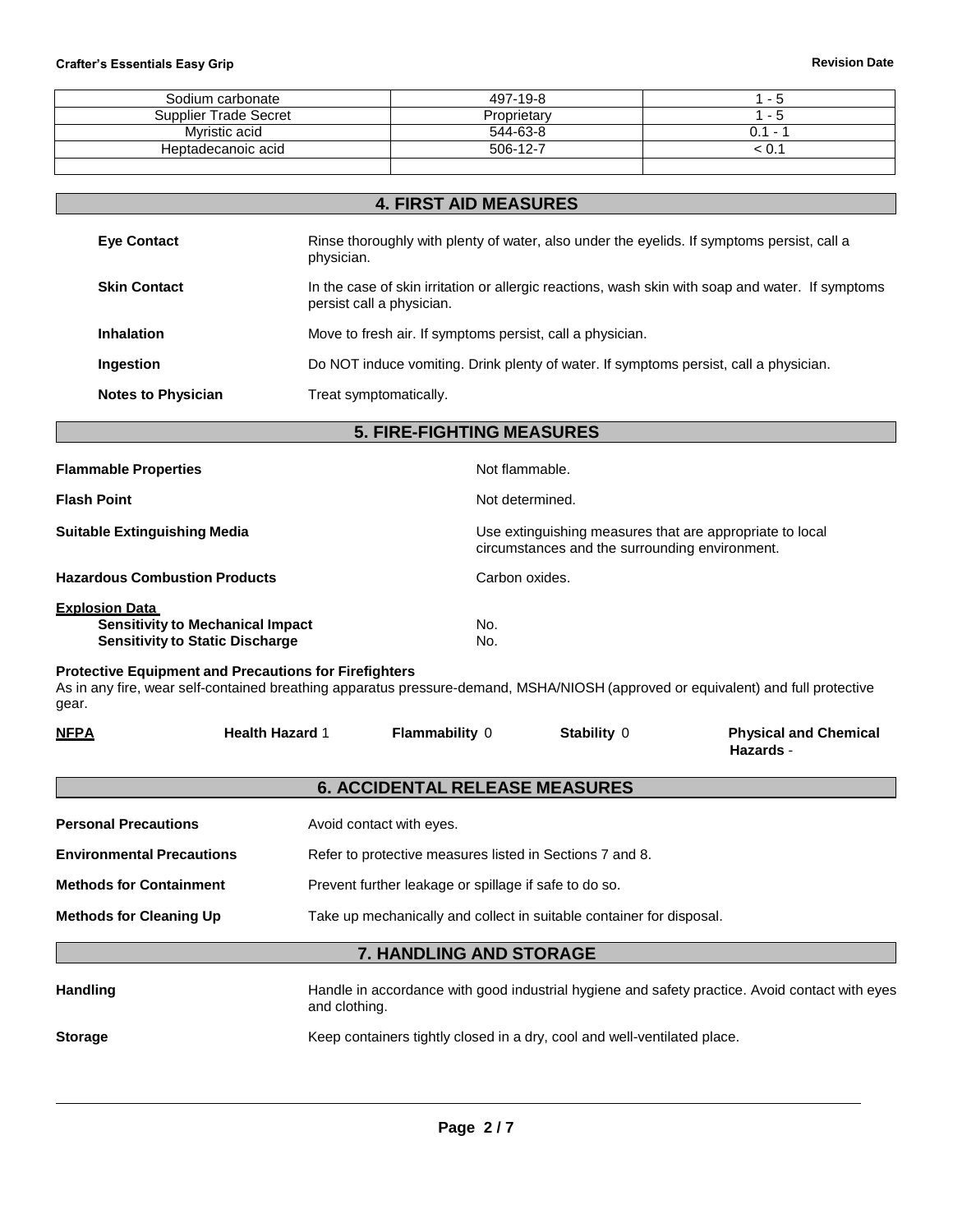| | | |
|---|---|---|
| Sodium carbonate | 497-19-8 | 1 - 5 |
| Supplier Trade Secret | Proprietary | 1 - 5 |
| Myristic acid | 544-63-8 | 0.1 - 1 |
| Heptadecanoic acid | 506-12-7 | < 0.1 |
| | | |

## 4. FIRST AID MEASURES

**Eye Contact** Rinse thoroughly with plenty of water, also under the eyelids. If symptoms persist, call a physician.

**Skin Contact** In the case of skin irritation or allergic reactions, wash skin with soap and water. If symptoms persist call a physician.

**Inhalation** Move to fresh air. If symptoms persist, call a physician.

**Ingestion** Do NOT induce vomiting. Drink plenty of water. If symptoms persist, call a physician.

**Notes to Physician** Treat symptomatically.

## 5. FIRE-FIGHTING MEASURES

**Flammable Properties** Not flammable.

**Flash Point** Not determined.

**Suitable Extinguishing Media** Use extinguishing measures that are appropriate to local circumstances and the surrounding environment.

**Hazardous Combustion Products** Carbon oxides.

**Explosion Data**
- **Sensitivity to Mechanical Impact** No.
- **Sensitivity to Static Discharge** No.

**Protective Equipment and Precautions for Firefighters**
As in any fire, wear self-contained breathing apparatus pressure-demand, MSHA/NIOSH (approved or equivalent) and full protective gear.

**NFPA** **Health Hazard** 1 **Flammability** 0 **Stability** 0 **Physical and Chemical Hazards** -

## 6. ACCIDENTAL RELEASE MEASURES

**Personal Precautions** Avoid contact with eyes.

**Environmental Precautions** Refer to protective measures listed in Sections 7 and 8.

**Methods for Containment** Prevent further leakage or spillage if safe to do so.

**Methods for Cleaning Up** Take up mechanically and collect in suitable container for disposal.

## 7. HANDLING AND STORAGE

**Handling** Handle in accordance with good industrial hygiene and safety practice. Avoid contact with eyes and clothing.

**Storage** Keep containers tightly closed in a dry, cool and well-ventilated place.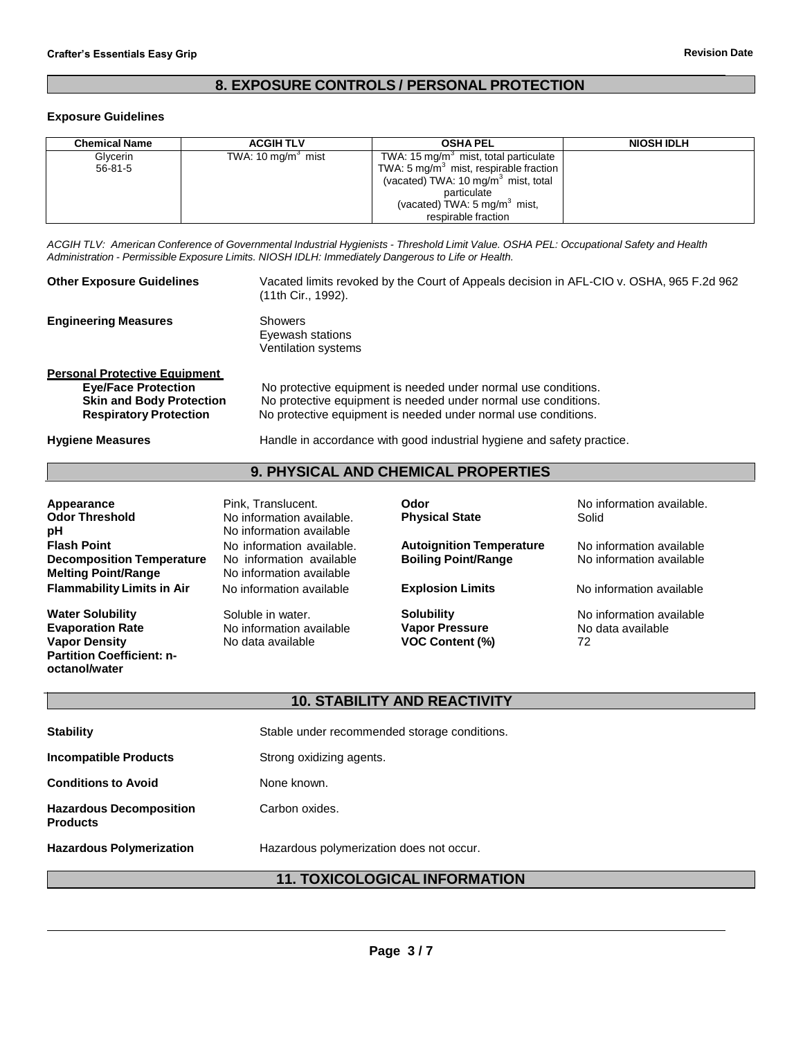## 8. EXPOSURE CONTROLS / PERSONAL PROTECTION

**Exposure Guidelines**

| Chemical Name | ACGIH TLV | OSHA PEL | NIOSH IDLH |
|---|---|---|---|
| Glycerin 56-81-5 | TWA: 10 $mg/m^3$ mist | TWA: 15 $mg/m^3$ mist, total particulate TWA: 5 $mg/m^3$ mist, respirable fraction (vacated) TWA: 10 $mg/m^3$ mist, total particulate (vacated) TWA: 5 $mg/m^3$ mist, respirable fraction | |

*ACGIH TLV: American Conference of Governmental Industrial Hygienists - Threshold Limit Value. OSHA PEL: Occupational Safety and Health Administration - Permissible Exposure Limits. NIOSH IDLH: Immediately Dangerous to Life or Health.*

**Other Exposure Guidelines** Vacated limits revoked by the Court of Appeals decision in AFL-CIO v. OSHA, 965 F.2d 962 (11th Cir., 1992).

**Engineering Measures** Showers
Eyewash stations
Ventilation systems

**Personal Protective Equipment**

**Eye/Face Protection** No protective equipment is needed under normal use conditions.
**Skin and Body Protection** No protective equipment is needed under normal use conditions.
**Respiratory Protection** No protective equipment is needed under normal use conditions.

**Hygiene Measures** Handle in accordance with good industrial hygiene and safety practice.

## 9. PHYSICAL AND CHEMICAL PROPERTIES

**Appearance** Pink, Translucent.
**Odor Threshold** No information available.
**pH** No information available
**Flash Point** No information available.
**Decomposition Temperature** No information available
**Melting Point/Range** No information available
**Flammability Limits in Air** No information available
**Water Solubility** Soluble in water.
**Evaporation Rate** No information available
**Vapor Density** No data available
**Partition Coefficient: n-octanol/water**

**Odor** No information available.
**Physical State** Solid
**Autoignition Temperature** No information available
**Boiling Point/Range** No information available
**Explosion Limits** No information available
**Solubility** No information available
**Vapor Pressure** No data available
**VOC Content (%)** 72

## 10. STABILITY AND REACTIVITY

**Stability** Stable under recommended storage conditions.

**Incompatible Products** Strong oxidizing agents.

**Conditions to Avoid** None known.

**Hazardous Decomposition Products** Carbon oxides.

**Hazardous Polymerization** Hazardous polymerization does not occur.

## 11. TOXICOLOGICAL INFORMATION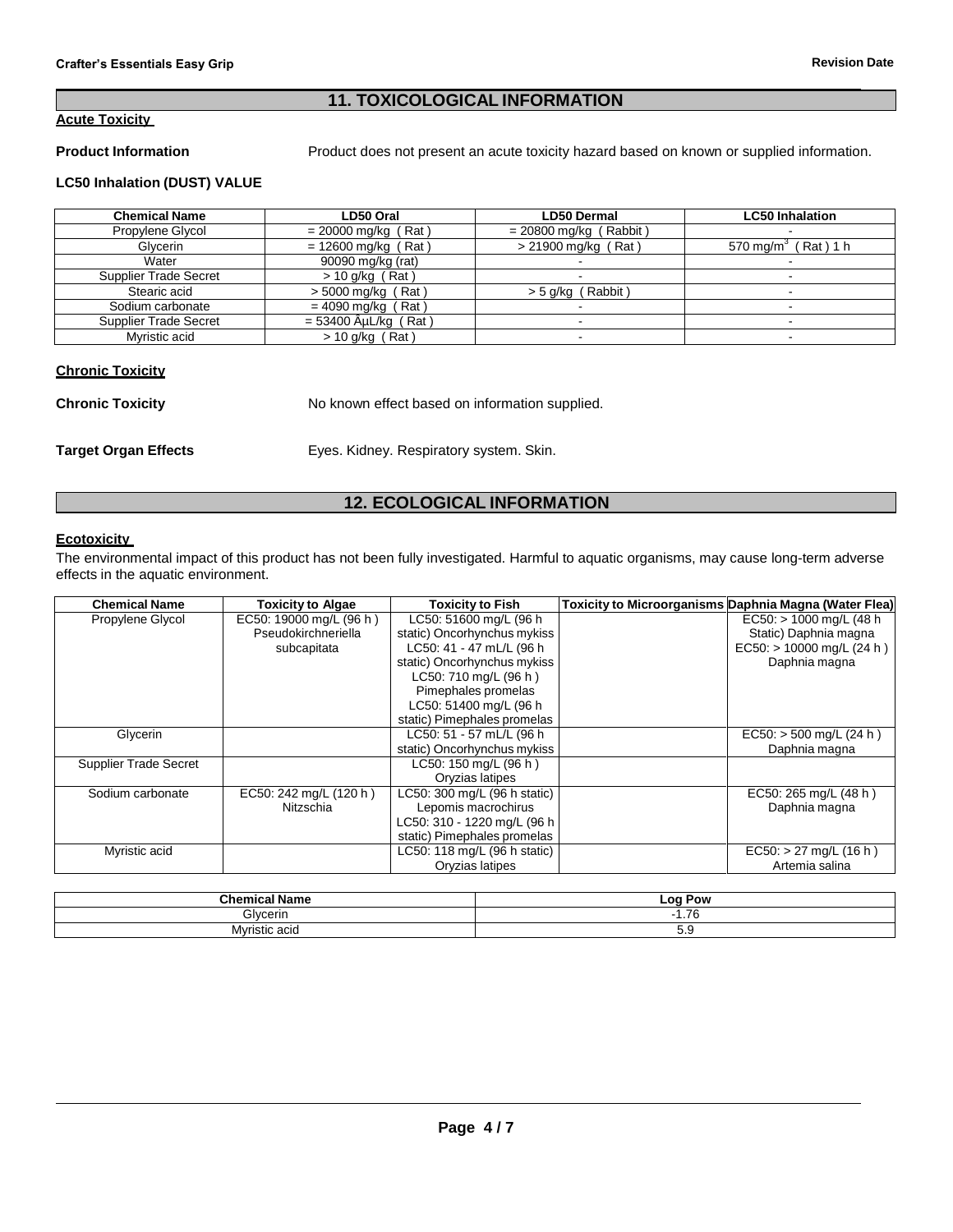## 11. TOXICOLOGICAL INFORMATION

**Acute Toxicity**

**Product Information** Product does not present an acute toxicity hazard based on known or supplied information.

**LC50 Inhalation (DUST) VALUE**

| Chemical Name | LD50 Oral | LD50 Dermal | LC50 Inhalation |
|---|---|---|---|
| Propylene Glycol | = 20000 mg/kg ( Rat ) | = 20800 mg/kg ( Rabbit ) | - |
| Glycerin | = 12600 mg/kg ( Rat ) | > 21900 mg/kg ( Rat ) | 570 $mg/m^3$ ( Rat ) 1 h |
| Water | 90090 mg/kg (rat) | - | - |
| Supplier Trade Secret | > 10 g/kg ( Rat ) | - | - |
| Stearic acid | > 5000 mg/kg ( Rat ) | > 5 g/kg ( Rabbit ) | - |
| Sodium carbonate | = 4090 mg/kg ( Rat ) | - | - |
| Supplier Trade Secret | = 53400 ÂµL/kg ( Rat ) | - | - |
| Myristic acid | > 10 g/kg ( Rat ) | - | - |

**Chronic Toxicity**

**Chronic Toxicity** No known effect based on information supplied.

**Target Organ Effects** Eyes. Kidney. Respiratory system. Skin.

## 12. ECOLOGICAL INFORMATION

**Ecotoxicity**

The environmental impact of this product has not been fully investigated. Harmful to aquatic organisms, may cause long-term adverse effects in the aquatic environment.

| Chemical Name | Toxicity to Algae | Toxicity to Fish | Toxicity to Microorganisms | Daphnia Magna (Water Flea) |
|---|---|---|---|---|
| Propylene Glycol | EC50: 19000 mg/L (96 h ) Pseudokirchneriella subcapitata | LC50: 51600 mg/L (96 h static) Oncorhynchus mykiss LC50: 41 - 47 mL/L (96 h static) Oncorhynchus mykiss LC50: 710 mg/L (96 h ) Pimephales promelas LC50: 51400 mg/L (96 h static) Pimephales promelas | | EC50: > 1000 mg/L (48 h Static) Daphnia magna EC50: > 10000 mg/L (24 h ) Daphnia magna |
| Glycerin | | LC50: 51 - 57 mL/L (96 h static) Oncorhynchus mykiss | | EC50: > 500 mg/L (24 h ) Daphnia magna |
| Supplier Trade Secret | | LC50: 150 mg/L (96 h ) Oryzias latipes | | |
| Sodium carbonate | EC50: 242 mg/L (120 h ) Nitzschia | LC50: 300 mg/L (96 h static) Lepomis macrochirus LC50: 310 - 1220 mg/L (96 h static) Pimephales promelas | | EC50: 265 mg/L (48 h ) Daphnia magna |
| Myristic acid | | LC50: 118 mg/L (96 h static) Oryzias latipes | | EC50: > 27 mg/L (16 h ) Artemia salina |

| Chemical Name | Log Pow |
|---|---|
| Glycerin | -1.76 |
| Myristic acid | 5.9 |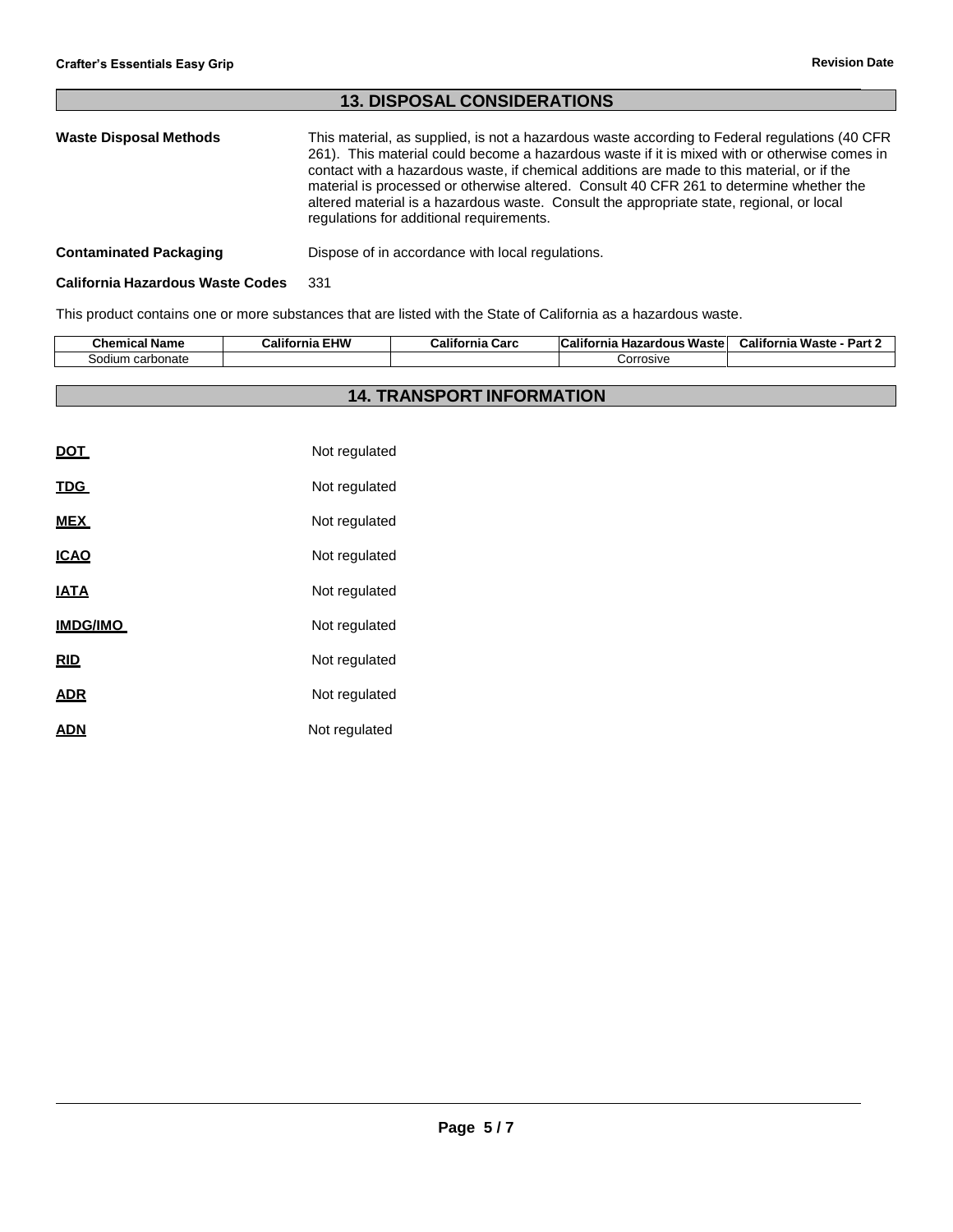## 13. DISPOSAL CONSIDERATIONS

**Waste Disposal Methods**

This material, as supplied, is not a hazardous waste according to Federal regulations (40 CFR 261). This material could become a hazardous waste if it is mixed with or otherwise comes in contact with a hazardous waste, if chemical additions are made to this material, or if the material is processed or otherwise altered. Consult 40 CFR 261 to determine whether the altered material is a hazardous waste. Consult the appropriate state, regional, or local regulations for additional requirements.

**Contaminated Packaging**

Dispose of in accordance with local regulations.

**California Hazardous Waste Codes** 331

This product contains one or more substances that are listed with the State of California as a hazardous waste.

| Chemical Name | California EHW | California Carc | California Hazardous Waste | California Waste - Part 2 |
|---|---|---|---|---|
| Sodium carbonate | | | Corrosive | |

## 14. TRANSPORT INFORMATION

**DOT** Not regulated

**TDG** Not regulated

**MEX** Not regulated

**ICAO** Not regulated

**IATA** Not regulated

**IMDG/IMO** Not regulated

**RID** Not regulated

**ADR** Not regulated

**ADN** Not regulated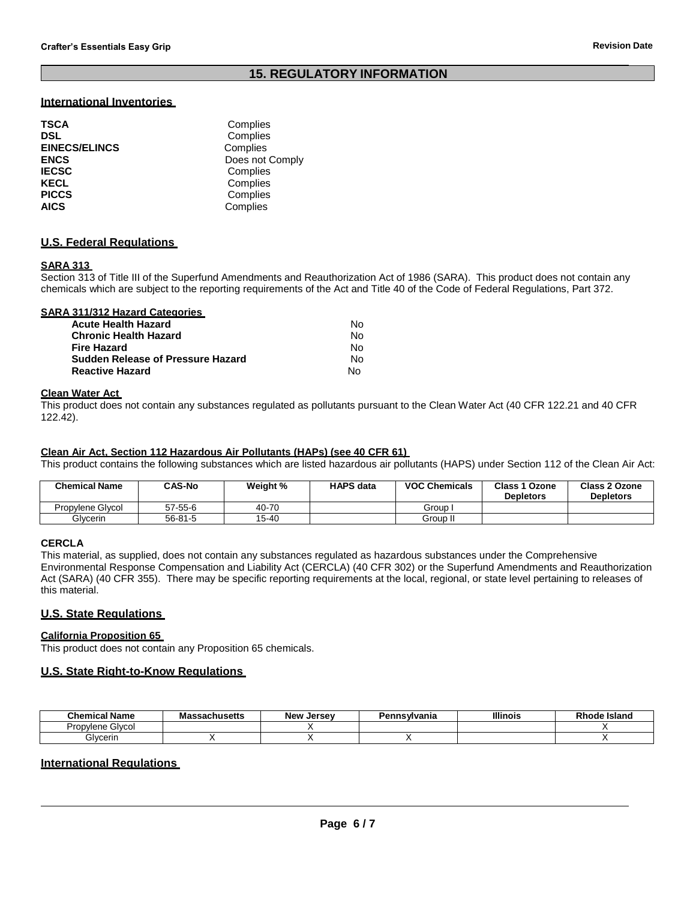## 15. REGULATORY INFORMATION

### International Inventories

| | |
|---|---|
| **TSCA** | Complies |
| **DSL** | Complies |
| **EINECS/ELINCS** | Complies |
| **ENCS** | Does not Comply |
| **IECSC** | Complies |
| **KECL** | Complies |
| **PICCS** | Complies |
| **AICS** | Complies |

### U.S. Federal Regulations

#### SARA 313

Section 313 of Title III of the Superfund Amendments and Reauthorization Act of 1986 (SARA). This product does not contain any chemicals which are subject to the reporting requirements of the Act and Title 40 of the Code of Federal Regulations, Part 372.

#### SARA 311/312 Hazard Categories

| | |
|---|---|
| **Acute Health Hazard** | No |
| **Chronic Health Hazard** | No |
| **Fire Hazard** | No |
| **Sudden Release of Pressure Hazard** | No |
| **Reactive Hazard** | No |

#### Clean Water Act

This product does not contain any substances regulated as pollutants pursuant to the Clean Water Act (40 CFR 122.21 and 40 CFR 122.42).

#### Clean Air Act, Section 112 Hazardous Air Pollutants (HAPs) (see 40 CFR 61)

This product contains the following substances which are listed hazardous air pollutants (HAPS) under Section 112 of the Clean Air Act:

| Chemical Name | CAS-No | Weight % | HAPS data | VOC Chemicals | Class 1 Ozone Depletors | Class 2 Ozone Depletors |
|---|---|---|---|---|---|---|
| Propylene Glycol | 57-55-6 | 40-70 | | Group I | | |
| Glycerin | 56-81-5 | 15-40 | | Group II | | |

#### CERCLA

This material, as supplied, does not contain any substances regulated as hazardous substances under the Comprehensive Environmental Response Compensation and Liability Act (CERCLA) (40 CFR 302) or the Superfund Amendments and Reauthorization Act (SARA) (40 CFR 355). There may be specific reporting requirements at the local, regional, or state level pertaining to releases of this material.

### U.S. State Regulations

#### California Proposition 65

This product does not contain any Proposition 65 chemicals.

### U.S. State Right-to-Know Regulations

| Chemical Name | Massachusetts | New Jersey | Pennsylvania | Illinois | Rhode Island |
|---|---|---|---|---|---|
| Propylene Glycol | | X | | | X |
| Glycerin | X | X | X | | X |

### International Regulations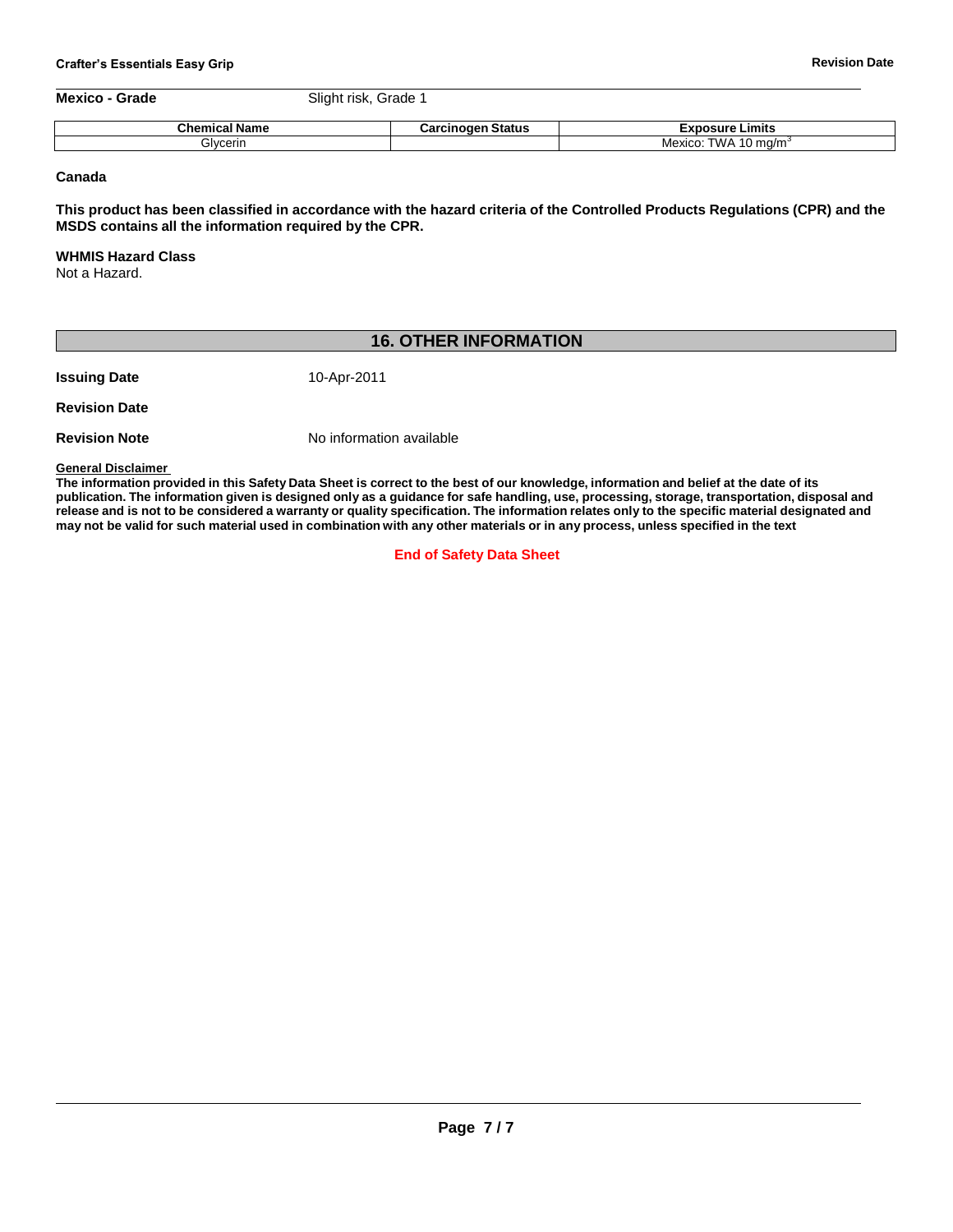**Mexico - Grade** Slight risk, Grade 1

| Chemical Name | Carcinogen Status | Exposure Limits |
|---|---|---|
| Glycerin | | Mexico: TWA 10 mg/m$^3$ |

**Canada**

**This product has been classified in accordance with the hazard criteria of the Controlled Products Regulations (CPR) and the MSDS contains all the information required by the CPR.**

**WHMIS Hazard Class**
Not a Hazard.

## 16. OTHER INFORMATION

**Issuing Date** 10-Apr-2011

**Revision Date**

**Revision Note** No information available

**General Disclaimer**

**The information provided in this Safety Data Sheet is correct to the best of our knowledge, information and belief at the date of its publication. The information given is designed only as a guidance for safe handling, use, processing, storage, transportation, disposal and release and is not to be considered a warranty or quality specification. The information relates only to the specific material designated and may not be valid for such material used in combination with any other materials or in any process, unless specified in the text**

**End of Safety Data Sheet**